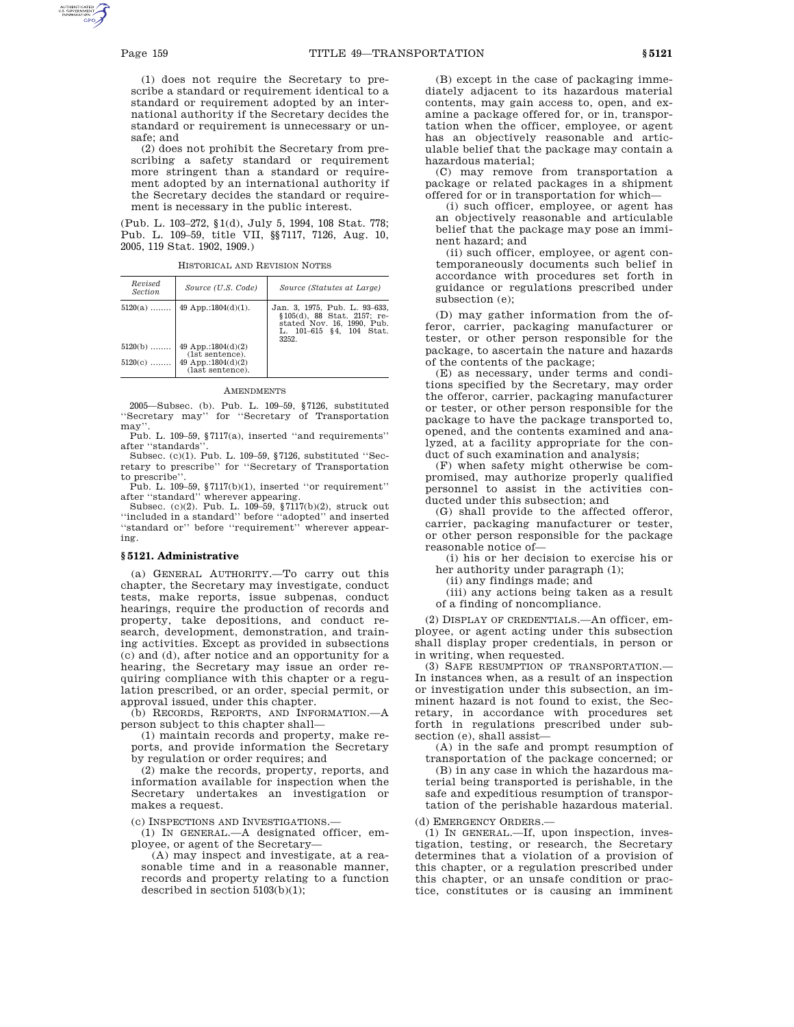(1) does not require the Secretary to prescribe a standard or requirement identical to a standard or requirement adopted by an international authority if the Secretary decides the standard or requirement is unnecessary or unsafe; and

(2) does not prohibit the Secretary from prescribing a safety standard or requirement more stringent than a standard or requirement adopted by an international authority if the Secretary decides the standard or requirement is necessary in the public interest.

(Pub. L. 103–272, §1(d), July 5, 1994, 108 Stat. 778; Pub. L. 109–59, title VII, §§7117, 7126, Aug. 10, 2005, 119 Stat. 1902, 1909.)

HISTORICAL AND REVISION NOTES

| *Revised Section* | *Source (U.S. Code)* | *Source (Statutes at Large)* |
|---|---|---|
| 5120(a) ........ | 49 App.:1804(d)(1). | Jan. 3, 1975, Pub. L. 93–633, §105(d), 88 Stat. 2157; restated Nov. 16, 1990, Pub. L. 101–615 §4, 104 Stat. 3252. |
| 5120(b) ........ | 49 App.:1804(d)(2) (1st sentence). | |
| 5120(c) ........ | 49 App.:1804(d)(2) (last sentence). | |

AMENDMENTS

2005—Subsec. (b). Pub. L. 109–59, §7126, substituted ''Secretary may'' for ''Secretary of Transportation may''.

Pub. L. 109–59, §7117(a), inserted ''and requirements'' after ''standards''.

Subsec. (c)(1). Pub. L. 109–59, §7126, substituted ''Secretary to prescribe'' for ''Secretary of Transportation to prescribe''.

Pub. L. 109–59, §7117(b)(1), inserted ''or requirement'' after ''standard'' wherever appearing.

Subsec. (c)(2). Pub. L. 109–59, §7117(b)(2), struck out ''included in a standard'' before ''adopted'' and inserted ''standard or'' before ''requirement'' wherever appearing.

### §5121. Administrative

(a) GENERAL AUTHORITY.—To carry out this chapter, the Secretary may investigate, conduct tests, make reports, issue subpenas, conduct hearings, require the production of records and property, take depositions, and conduct research, development, demonstration, and training activities. Except as provided in subsections (c) and (d), after notice and an opportunity for a hearing, the Secretary may issue an order requiring compliance with this chapter or a regulation prescribed, or an order, special permit, or approval issued, under this chapter.

(b) RECORDS, REPORTS, AND INFORMATION.—A person subject to this chapter shall—

(1) maintain records and property, make reports, and provide information the Secretary by regulation or order requires; and

(2) make the records, property, reports, and information available for inspection when the Secretary undertakes an investigation or makes a request.

(c) INSPECTIONS AND INVESTIGATIONS.—

(1) IN GENERAL.—A designated officer, employee, or agent of the Secretary—

(A) may inspect and investigate, at a reasonable time and in a reasonable manner, records and property relating to a function described in section 5103(b)(1);

(B) except in the case of packaging immediately adjacent to its hazardous material contents, may gain access to, open, and examine a package offered for, or in, transportation when the officer, employee, or agent has an objectively reasonable and articulable belief that the package may contain a hazardous material;

(C) may remove from transportation a package or related packages in a shipment offered for or in transportation for which—

(i) such officer, employee, or agent has an objectively reasonable and articulable belief that the package may pose an imminent hazard; and

(ii) such officer, employee, or agent contemporaneously documents such belief in accordance with procedures set forth in guidance or regulations prescribed under subsection (e);

(D) may gather information from the offeror, carrier, packaging manufacturer or tester, or other person responsible for the package, to ascertain the nature and hazards of the contents of the package;

(E) as necessary, under terms and conditions specified by the Secretary, may order the offeror, carrier, packaging manufacturer or tester, or other person responsible for the package to have the package transported to, opened, and the contents examined and analyzed, at a facility appropriate for the conduct of such examination and analysis;

(F) when safety might otherwise be compromised, may authorize properly qualified personnel to assist in the activities conducted under this subsection; and

(G) shall provide to the affected offeror, carrier, packaging manufacturer or tester, or other person responsible for the package reasonable notice of—

(i) his or her decision to exercise his or her authority under paragraph (1);

(ii) any findings made; and

(iii) any actions being taken as a result of a finding of noncompliance.

(2) DISPLAY OF CREDENTIALS.—An officer, employee, or agent acting under this subsection shall display proper credentials, in person or in writing, when requested.

(3) SAFE RESUMPTION OF TRANSPORTATION.—In instances when, as a result of an inspection or investigation under this subsection, an imminent hazard is not found to exist, the Secretary, in accordance with procedures set forth in regulations prescribed under subsection (e), shall assist—

(A) in the safe and prompt resumption of transportation of the package concerned; or

(B) in any case in which the hazardous material being transported is perishable, in the safe and expeditious resumption of transportation of the perishable hazardous material.

(d) EMERGENCY ORDERS.—

(1) IN GENERAL.—If, upon inspection, investigation, testing, or research, the Secretary determines that a violation of a provision of this chapter, or a regulation prescribed under this chapter, or an unsafe condition or practice, constitutes or is causing an imminent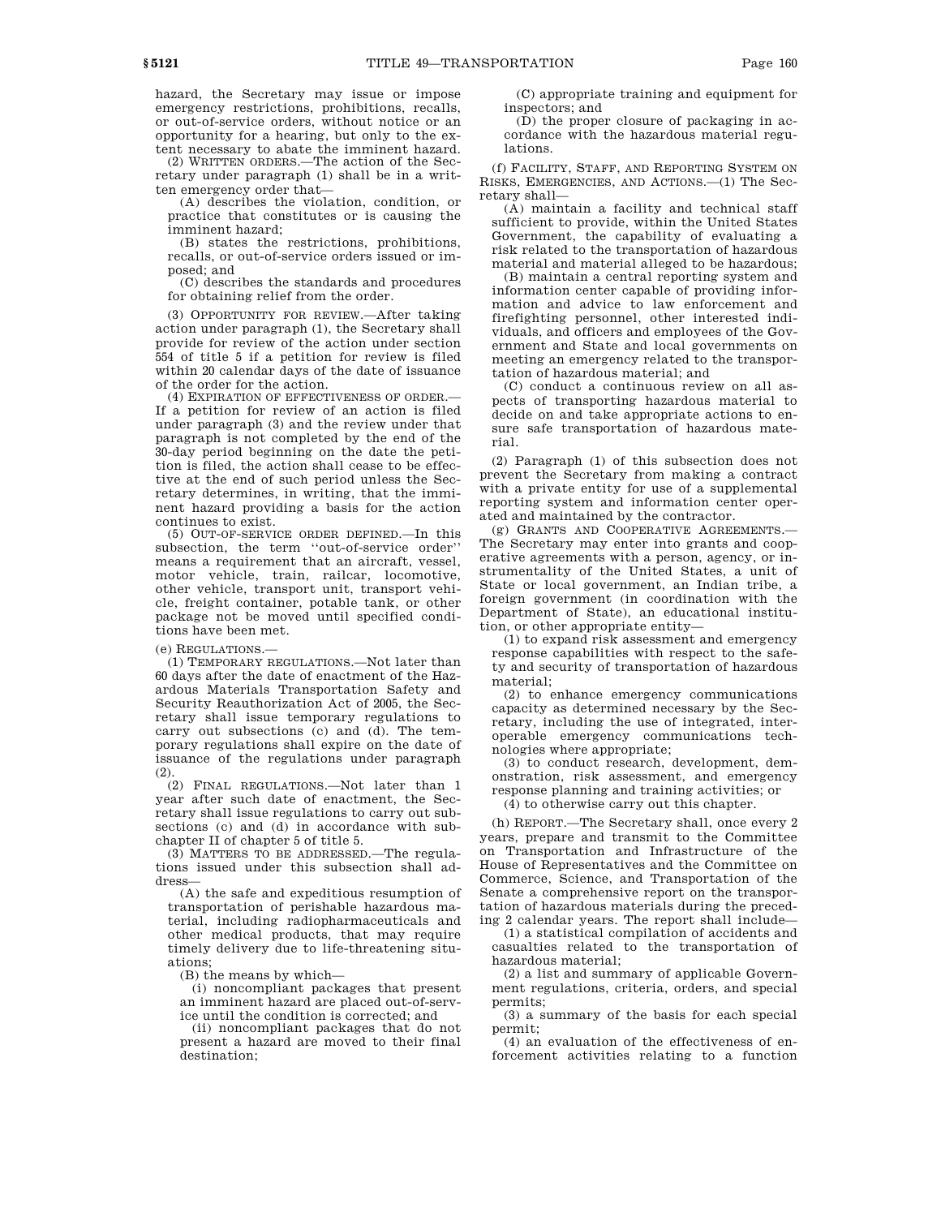hazard, the Secretary may issue or impose emergency restrictions, prohibitions, recalls, or out-of-service orders, without notice or an opportunity for a hearing, but only to the extent necessary to abate the imminent hazard.

(2) WRITTEN ORDERS.—The action of the Secretary under paragraph (1) shall be in a written emergency order that—

(A) describes the violation, condition, or practice that constitutes or is causing the imminent hazard;

(B) states the restrictions, prohibitions, recalls, or out-of-service orders issued or imposed; and

(C) describes the standards and procedures for obtaining relief from the order.

(3) OPPORTUNITY FOR REVIEW.—After taking action under paragraph (1), the Secretary shall provide for review of the action under section 554 of title 5 if a petition for review is filed within 20 calendar days of the date of issuance of the order for the action.

(4) EXPIRATION OF EFFECTIVENESS OF ORDER.—If a petition for review of an action is filed under paragraph (3) and the review under that paragraph is not completed by the end of the 30-day period beginning on the date the petition is filed, the action shall cease to be effective at the end of such period unless the Secretary determines, in writing, that the imminent hazard providing a basis for the action continues to exist.

(5) OUT-OF-SERVICE ORDER DEFINED.—In this subsection, the term "out-of-service order" means a requirement that an aircraft, vessel, motor vehicle, train, railcar, locomotive, other vehicle, transport unit, transport vehicle, freight container, potable tank, or other package not be moved until specified conditions have been met.

(e) REGULATIONS.—

(1) TEMPORARY REGULATIONS.—Not later than 60 days after the date of enactment of the Hazardous Materials Transportation Safety and Security Reauthorization Act of 2005, the Secretary shall issue temporary regulations to carry out subsections (c) and (d). The temporary regulations shall expire on the date of issuance of the regulations under paragraph (2).

(2) FINAL REGULATIONS.—Not later than 1 year after such date of enactment, the Secretary shall issue regulations to carry out subsections (c) and (d) in accordance with subchapter II of chapter 5 of title 5.

(3) MATTERS TO BE ADDRESSED.—The regulations issued under this subsection shall address—

(A) the safe and expeditious resumption of transportation of perishable hazardous material, including radiopharmaceuticals and other medical products, that may require timely delivery due to life-threatening situations;

(B) the means by which—

(i) noncompliant packages that present an imminent hazard are placed out-of-service until the condition is corrected; and

(ii) noncompliant packages that do not present a hazard are moved to their final destination;

(C) appropriate training and equipment for inspectors; and

(D) the proper closure of packaging in accordance with the hazardous material regulations.

(f) FACILITY, STAFF, AND REPORTING SYSTEM ON RISKS, EMERGENCIES, AND ACTIONS.—(1) The Secretary shall—

(A) maintain a facility and technical staff sufficient to provide, within the United States Government, the capability of evaluating a risk related to the transportation of hazardous material and material alleged to be hazardous;

(B) maintain a central reporting system and information center capable of providing information and advice to law enforcement and firefighting personnel, other interested individuals, and officers and employees of the Government and State and local governments on meeting an emergency related to the transportation of hazardous material; and

(C) conduct a continuous review on all aspects of transporting hazardous material to decide on and take appropriate actions to ensure safe transportation of hazardous material.

(2) Paragraph (1) of this subsection does not prevent the Secretary from making a contract with a private entity for use of a supplemental reporting system and information center operated and maintained by the contractor.

(g) GRANTS AND COOPERATIVE AGREEMENTS.—The Secretary may enter into grants and cooperative agreements with a person, agency, or instrumentality of the United States, a unit of State or local government, an Indian tribe, a foreign government (in coordination with the Department of State), an educational institution, or other appropriate entity—

(1) to expand risk assessment and emergency response capabilities with respect to the safety and security of transportation of hazardous material;

(2) to enhance emergency communications capacity as determined necessary by the Secretary, including the use of integrated, interoperable emergency communications technologies where appropriate;

(3) to conduct research, development, demonstration, risk assessment, and emergency response planning and training activities; or

(4) to otherwise carry out this chapter.

(h) REPORT.—The Secretary shall, once every 2 years, prepare and transmit to the Committee on Transportation and Infrastructure of the House of Representatives and the Committee on Commerce, Science, and Transportation of the Senate a comprehensive report on the transportation of hazardous materials during the preceding 2 calendar years. The report shall include—

(1) a statistical compilation of accidents and casualties related to the transportation of hazardous material;

(2) a list and summary of applicable Government regulations, criteria, orders, and special permits;

(3) a summary of the basis for each special permit;

(4) an evaluation of the effectiveness of enforcement activities relating to a function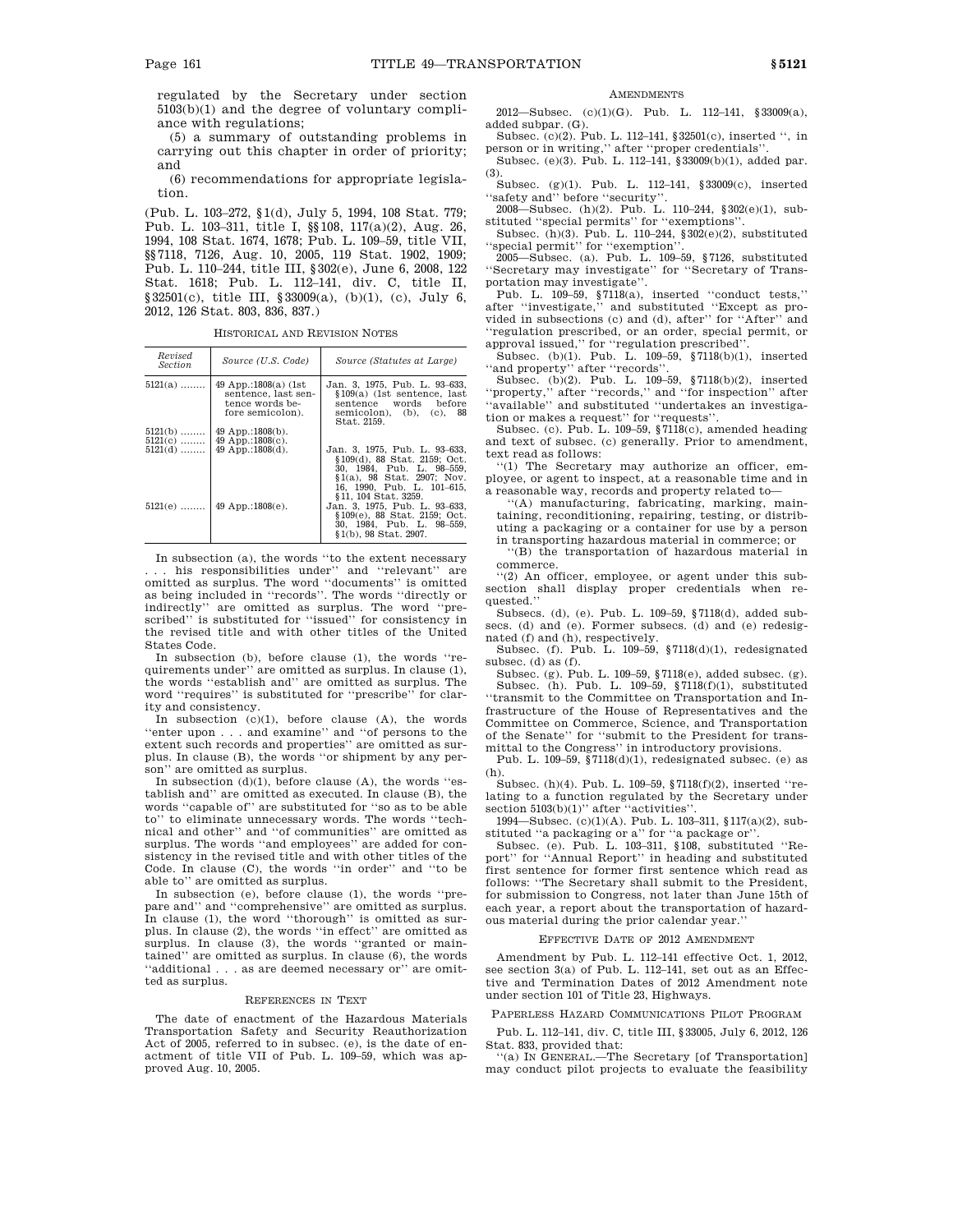regulated by the Secretary under section 5103(b)(1) and the degree of voluntary compliance with regulations;

(5) a summary of outstanding problems in carrying out this chapter in order of priority; and

(6) recommendations for appropriate legislation.

(Pub. L. 103–272, §1(d), July 5, 1994, 108 Stat. 779; Pub. L. 103–311, title I, §§108, 117(a)(2), Aug. 26, 1994, 108 Stat. 1674, 1678; Pub. L. 109–59, title VII, §§7118, 7126, Aug. 10, 2005, 119 Stat. 1902, 1909; Pub. L. 110–244, title III, §302(e), June 6, 2008, 122 Stat. 1618; Pub. L. 112–141, div. C, title II, §32501(c), title III, §33009(a), (b)(1), (c), July 6, 2012, 126 Stat. 803, 836, 837.)

HISTORICAL AND REVISION NOTES

| Revised Section | Source (U.S. Code) | Source (Statutes at Large) |
|---|---|---|
| 5121(a) ........ | 49 App.:1808(a) (1st sentence, last sentence words before semicolon). | Jan. 3, 1975, Pub. L. 93–633, §109(a) (1st sentence, last sentence words before semicolon), (b), (c), 88 Stat. 2159. |
| 5121(b) ........ | 49 App.:1808(b). | |
| 5121(c) ........ | 49 App.:1808(c). | |
| 5121(d) ........ | 49 App.:1808(d). | Jan. 3, 1975, Pub. L. 93–633, §109(d), 88 Stat. 2159; Oct. 30, 1984, Pub. L. 98–559, §1(a), 98 Stat. 2907; Nov. 16, 1990, Pub. L. 101–615, §11, 104 Stat. 3259. |
| 5121(e) ........ | 49 App.:1808(e). | Jan. 3, 1975, Pub. L. 93–633, §109(e), 88 Stat. 2159; Oct. 30, 1984, Pub. L. 98–559, §1(b), 98 Stat. 2907. |

In subsection (a), the words "to the extent necessary . . . his responsibilities under" and "relevant" are omitted as surplus. The word "documents" is omitted as being included in "records". The words "directly or indirectly" are omitted as surplus. The word "prescribed" is substituted for "issued" for consistency in the revised title and with other titles of the United States Code.

In subsection (b), before clause (1), the words "requirements under" are omitted as surplus. In clause (1), the words "establish and" are omitted as surplus. The word "requires" is substituted for "prescribe" for clarity and consistency.

In subsection (c)(1), before clause (A), the words "enter upon . . . and examine" and "of persons to the extent such records and properties" are omitted as surplus. In clause (B), the words "or shipment by any person" are omitted as surplus.

In subsection (d)(1), before clause (A), the words "establish and" are omitted as executed. In clause (B), the words "capable of" are substituted for "so as to be able to" to eliminate unnecessary words. The words "technical and other" and "of communities" are omitted as surplus. The words "and employees" are added for consistency in the revised title and with other titles of the Code. In clause (C), the words "in order" and "to be able to" are omitted as surplus.

In subsection (e), before clause (1), the words "prepare and" and "comprehensive" are omitted as surplus. In clause (1), the word "thorough" is omitted as surplus. In clause (2), the words "in effect" are omitted as surplus. In clause (3), the words "granted or maintained" are omitted as surplus. In clause (6), the words "additional . . . as are deemed necessary or" are omitted as surplus.

REFERENCES IN TEXT

The date of enactment of the Hazardous Materials Transportation Safety and Security Reauthorization Act of 2005, referred to in subsec. (e), is the date of enactment of title VII of Pub. L. 109–59, which was approved Aug. 10, 2005.

AMENDMENTS

2012—Subsec. (c)(1)(G). Pub. L. 112–141, §33009(a), added subpar. (G).

Subsec. (c)(2). Pub. L. 112–141, §32501(c), inserted ", in person or in writing," after "proper credentials".

Subsec. (e)(3). Pub. L. 112–141, §33009(b)(1), added par. (3).

Subsec. (g)(1). Pub. L. 112–141, §33009(c), inserted "safety and" before "security".

2008—Subsec. (h)(2). Pub. L. 110–244, §302(e)(1), substituted "special permits" for "exemptions".

Subsec. (h)(3). Pub. L. 110–244, §302(e)(2), substituted "special permit" for "exemption".

2005—Subsec. (a). Pub. L. 109–59, §7126, substituted "Secretary may investigate" for "Secretary of Transportation may investigate".

Pub. L. 109–59, §7118(a), inserted "conduct tests," after "investigate," and substituted "Except as provided in subsections (c) and (d), after" for "After" and "regulation prescribed, or an order, special permit, or approval issued," for "regulation prescribed".

Subsec. (b)(1). Pub. L. 109–59, §7118(b)(1), inserted "and property" after "records".

Subsec. (b)(2). Pub. L. 109–59, §7118(b)(2), inserted "property," after "records," and "for inspection" after "available" and substituted "undertakes an investigation or makes a request" for "requests".

Subsec. (c). Pub. L. 109–59, §7118(c), amended heading and text of subsec. (c) generally. Prior to amendment, text read as follows:

"(1) The Secretary may authorize an officer, employee, or agent to inspect, at a reasonable time and in a reasonable way, records and property related to—

"(A) manufacturing, fabricating, marking, maintaining, reconditioning, repairing, testing, or distributing a packaging or a container for use by a person in transporting hazardous material in commerce; or

"(B) the transportation of hazardous material in commerce.

"(2) An officer, employee, or agent under this subsection shall display proper credentials when requested."

Subsecs. (d), (e). Pub. L. 109–59, §7118(d), added subsecs. (d) and (e). Former subsecs. (d) and (e) redesignated (f) and (h), respectively.

Subsec. (f). Pub. L. 109–59, §7118(d)(1), redesignated subsec. (d) as (f).

Subsec. (g). Pub. L. 109–59, §7118(e), added subsec. (g).

Subsec. (h). Pub. L. 109–59, §7118(f)(1), substituted "transmit to the Committee on Transportation and Infrastructure of the House of Representatives and the Committee on Commerce, Science, and Transportation of the Senate" for "submit to the President for transmittal to the Congress" in introductory provisions.

Pub. L. 109–59, §7118(d)(1), redesignated subsec. (e) as (h).

Subsec. (h)(4). Pub. L. 109–59, §7118(f)(2), inserted "relating to a function regulated by the Secretary under section 5103(b)(1)" after "activities".

1994—Subsec. (c)(1)(A). Pub. L. 103–311, §117(a)(2), substituted "a packaging or a" for "a package or".

Subsec. (e). Pub. L. 103–311, §108, substituted "Report" for "Annual Report" in heading and substituted first sentence for former first sentence which read as follows: "The Secretary shall submit to the President, for submission to Congress, not later than June 15th of each year, a report about the transportation of hazardous material during the prior calendar year."

EFFECTIVE DATE OF 2012 AMENDMENT

Amendment by Pub. L. 112–141 effective Oct. 1, 2012, see section 3(a) of Pub. L. 112–141, set out as an Effective and Termination Dates of 2012 Amendment note under section 101 of Title 23, Highways.

PAPERLESS HAZARD COMMUNICATIONS PILOT PROGRAM

Pub. L. 112–141, div. C, title III, §33005, July 6, 2012, 126 Stat. 833, provided that:

"(a) IN GENERAL.—The Secretary [of Transportation] may conduct pilot projects to evaluate the feasibility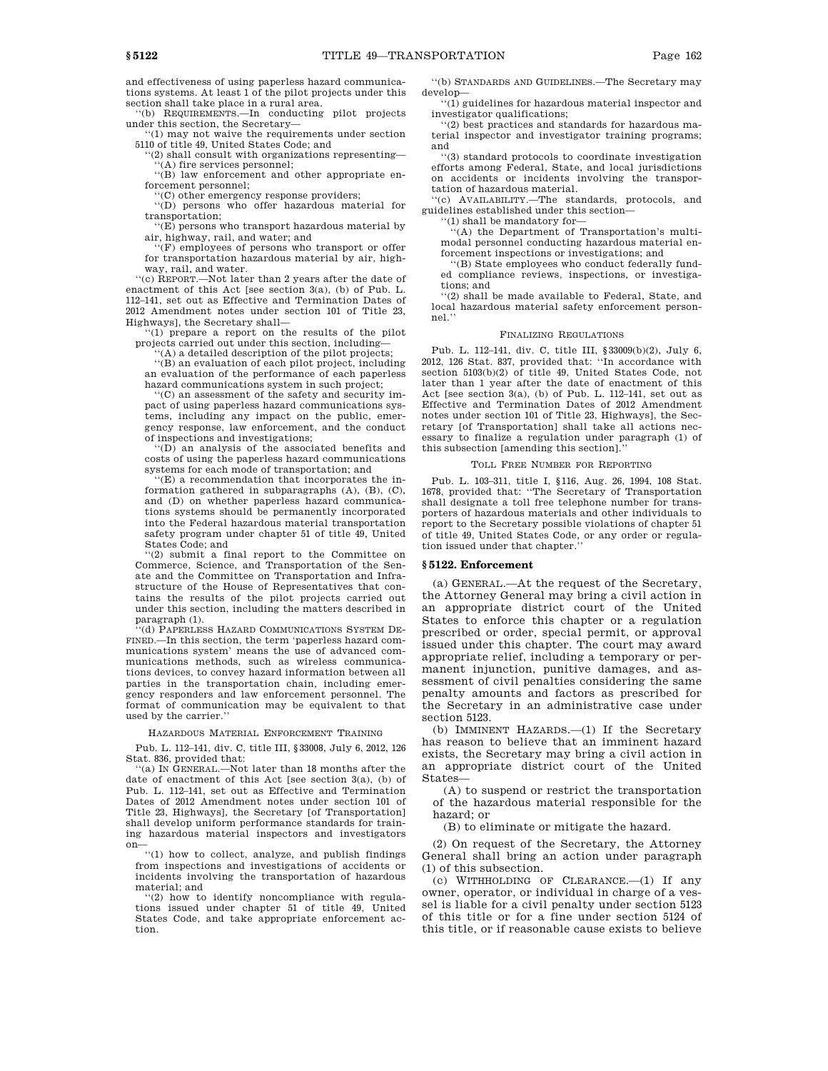and effectiveness of using paperless hazard communications systems. At least 1 of the pilot projects under this section shall take place in a rural area.

''(b) REQUIREMENTS.—In conducting pilot projects under this section, the Secretary—

''(1) may not waive the requirements under section 5110 of title 49, United States Code; and

''(2) shall consult with organizations representing—

''(A) fire services personnel;

''(B) law enforcement and other appropriate enforcement personnel;

''(C) other emergency response providers;

''(D) persons who offer hazardous material for transportation;

''(E) persons who transport hazardous material by air, highway, rail, and water; and

''(F) employees of persons who transport or offer for transportation hazardous material by air, highway, rail, and water.

''(c) REPORT.—Not later than 2 years after the date of enactment of this Act [see section 3(a), (b) of Pub. L. 112–141, set out as Effective and Termination Dates of 2012 Amendment notes under section 101 of Title 23, Highways], the Secretary shall—

''(1) prepare a report on the results of the pilot projects carried out under this section, including—

''(A) a detailed description of the pilot projects;

''(B) an evaluation of each pilot project, including an evaluation of the performance of each paperless hazard communications system in such project;

''(C) an assessment of the safety and security impact of using paperless hazard communications systems, including any impact on the public, emergency response, law enforcement, and the conduct of inspections and investigations;

''(D) an analysis of the associated benefits and costs of using the paperless hazard communications systems for each mode of transportation; and

''(E) a recommendation that incorporates the information gathered in subparagraphs (A), (B), (C), and (D) on whether paperless hazard communications systems should be permanently incorporated into the Federal hazardous material transportation safety program under chapter 51 of title 49, United States Code; and

''(2) submit a final report to the Committee on Commerce, Science, and Transportation of the Senate and the Committee on Transportation and Infrastructure of the House of Representatives that contains the results of the pilot projects carried out under this section, including the matters described in paragraph (1).

''(d) PAPERLESS HAZARD COMMUNICATIONS SYSTEM DEFINED.—In this section, the term 'paperless hazard communications system' means the use of advanced communications methods, such as wireless communications devices, to convey hazard information between all parties in the transportation chain, including emergency responders and law enforcement personnel. The format of communication may be equivalent to that used by the carrier.''

HAZARDOUS MATERIAL ENFORCEMENT TRAINING

Pub. L. 112–141, div. C, title III, §33008, July 6, 2012, 126 Stat. 836, provided that:

''(a) IN GENERAL.—Not later than 18 months after the date of enactment of this Act [see section 3(a), (b) of Pub. L. 112–141, set out as Effective and Termination Dates of 2012 Amendment notes under section 101 of Title 23, Highways], the Secretary [of Transportation] shall develop uniform performance standards for training hazardous material inspectors and investigators on—

''(1) how to collect, analyze, and publish findings from inspections and investigations of accidents or incidents involving the transportation of hazardous material; and

''(2) how to identify noncompliance with regulations issued under chapter 51 of title 49, United States Code, and take appropriate enforcement action.

''(b) STANDARDS AND GUIDELINES.—The Secretary may develop—

''(1) guidelines for hazardous material inspector and investigator qualifications;

''(2) best practices and standards for hazardous material inspector and investigator training programs; and

''(3) standard protocols to coordinate investigation efforts among Federal, State, and local jurisdictions on accidents or incidents involving the transportation of hazardous material.

''(c) AVAILABILITY.—The standards, protocols, and guidelines established under this section—

''(1) shall be mandatory for—

''(A) the Department of Transportation's multimodal personnel conducting hazardous material enforcement inspections or investigations; and

''(B) State employees who conduct federally funded compliance reviews, inspections, or investigations; and

''(2) shall be made available to Federal, State, and local hazardous material safety enforcement personnel.''

FINALIZING REGULATIONS

Pub. L. 112–141, div. C, title III, §33009(b)(2), July 6, 2012, 126 Stat. 837, provided that: ''In accordance with section 5103(b)(2) of title 49, United States Code, not later than 1 year after the date of enactment of this Act [see section 3(a), (b) of Pub. L. 112–141, set out as Effective and Termination Dates of 2012 Amendment notes under section 101 of Title 23, Highways], the Secretary [of Transportation] shall take all actions necessary to finalize a regulation under paragraph (1) of this subsection [amending this section].''

TOLL FREE NUMBER FOR REPORTING

Pub. L. 103–311, title I, §116, Aug. 26, 1994, 108 Stat. 1678, provided that: ''The Secretary of Transportation shall designate a toll free telephone number for transporters of hazardous materials and other individuals to report to the Secretary possible violations of chapter 51 of title 49, United States Code, or any order or regulation issued under that chapter.''

## §5122. Enforcement

(a) GENERAL.—At the request of the Secretary, the Attorney General may bring a civil action in an appropriate district court of the United States to enforce this chapter or a regulation prescribed or order, special permit, or approval issued under this chapter. The court may award appropriate relief, including a temporary or permanent injunction, punitive damages, and assessment of civil penalties considering the same penalty amounts and factors as prescribed for the Secretary in an administrative case under section 5123.

(b) IMMINENT HAZARDS.—(1) If the Secretary has reason to believe that an imminent hazard exists, the Secretary may bring a civil action in an appropriate district court of the United States—

(A) to suspend or restrict the transportation of the hazardous material responsible for the hazard; or

(B) to eliminate or mitigate the hazard.

(2) On request of the Secretary, the Attorney General shall bring an action under paragraph (1) of this subsection.

(c) WITHHOLDING OF CLEARANCE.—(1) If any owner, operator, or individual in charge of a vessel is liable for a civil penalty under section 5123 of this title or for a fine under section 5124 of this title, or if reasonable cause exists to believe